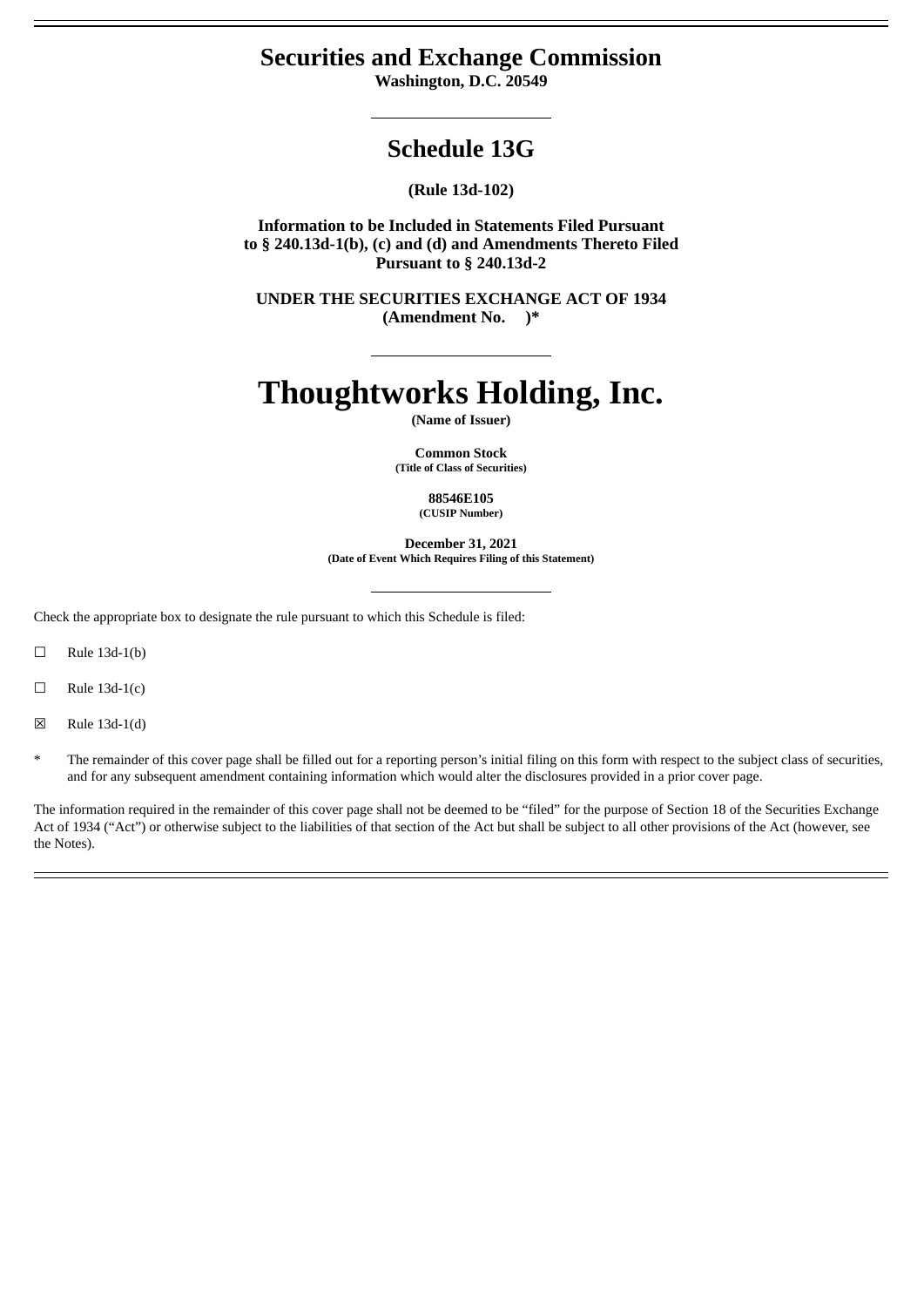# Securities and Exchange Commission

**Washington, D.C. 20549**

## Schedule 13G

**(Rule 13d-102)**

**Information to be Included in Statements Filed Pursuant to § 240.13d-1(b), (c) and (d) and Amendments Thereto Filed Pursuant to § 240.13d-2**

**UNDER THE SECURITIES EXCHANGE ACT OF 1934**
**(Amendment No. )***

# Thoughtworks Holding, Inc.

**(Name of Issuer)**

**Common Stock**
**(Title of Class of Securities)**

**88546E105**
**(CUSIP Number)**

**December 31, 2021**
**(Date of Event Which Requires Filing of this Statement)**

Check the appropriate box to designate the rule pursuant to which this Schedule is filed:

☐ Rule 13d-1(b)

☐ Rule 13d-1(c)

☒ Rule 13d-1(d)

\* The remainder of this cover page shall be filled out for a reporting person's initial filing on this form with respect to the subject class of securities, and for any subsequent amendment containing information which would alter the disclosures provided in a prior cover page.

The information required in the remainder of this cover page shall not be deemed to be "filed" for the purpose of Section 18 of the Securities Exchange Act of 1934 ("Act") or otherwise subject to the liabilities of that section of the Act but shall be subject to all other provisions of the Act (however, see the Notes).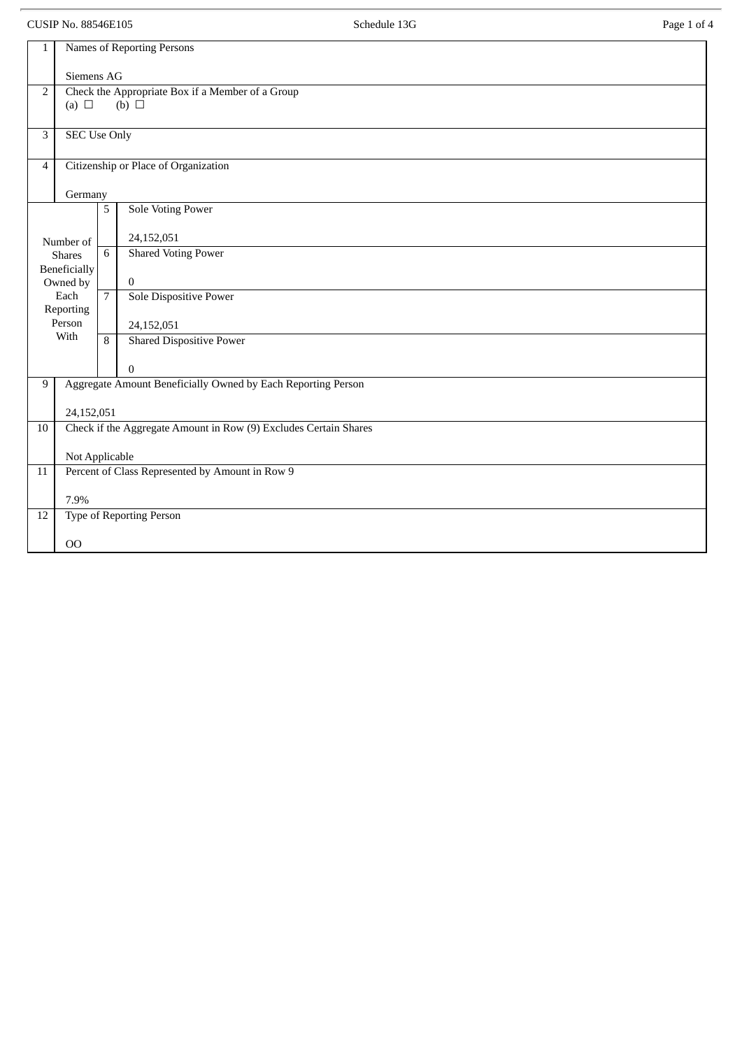CUSIP No. 88546E105

Schedule 13G

| 1 | Names of Reporting Persons<br><br>Siemens AG | |
|---|---|---|
| 2 | Check the Appropriate Box if a Member of a Group<br>(a) ☐ (b) ☐ | |
| 3 | SEC Use Only | |
| 4 | Citizenship or Place of Organization<br><br>Germany | |
| Number of Shares Beneficially Owned by Each Reporting Person With | 5 | Sole Voting Power<br><br>24,152,051 |
| | 6 | Shared Voting Power<br><br>0 |
| | 7 | Sole Dispositive Power<br><br>24,152,051 |
| | 8 | Shared Dispositive Power<br><br>0 |
| 9 | Aggregate Amount Beneficially Owned by Each Reporting Person<br><br>24,152,051 | |
| 10 | Check if the Aggregate Amount in Row (9) Excludes Certain Shares<br><br>Not Applicable | |
| 11 | Percent of Class Represented by Amount in Row 9<br><br>7.9% | |
| 12 | Type of Reporting Person<br><br>OO | |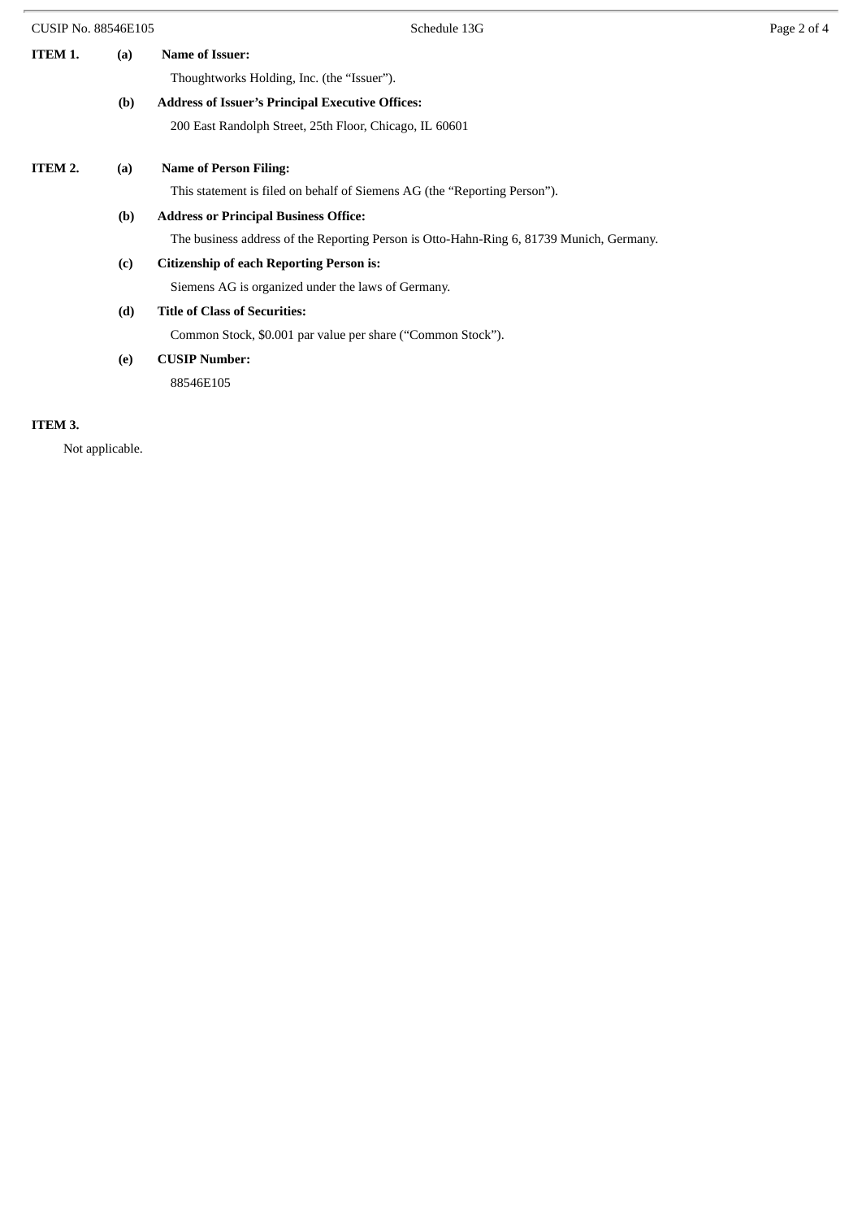**ITEM 1.** **(a)** **Name of Issuer:**

Thoughtworks Holding, Inc. (the "Issuer").

**(b)** **Address of Issuer's Principal Executive Offices:**

200 East Randolph Street, 25th Floor, Chicago, IL 60601

**ITEM 2.** **(a)** **Name of Person Filing:**

This statement is filed on behalf of Siemens AG (the "Reporting Person").

**(b)** **Address or Principal Business Office:**

The business address of the Reporting Person is Otto-Hahn-Ring 6, 81739 Munich, Germany.

**(c)** **Citizenship of each Reporting Person is:**

Siemens AG is organized under the laws of Germany.

**(d)** **Title of Class of Securities:**

Common Stock, $0.001 par value per share ("Common Stock").

**(e)** **CUSIP Number:**

88546E105

**ITEM 3.**

Not applicable.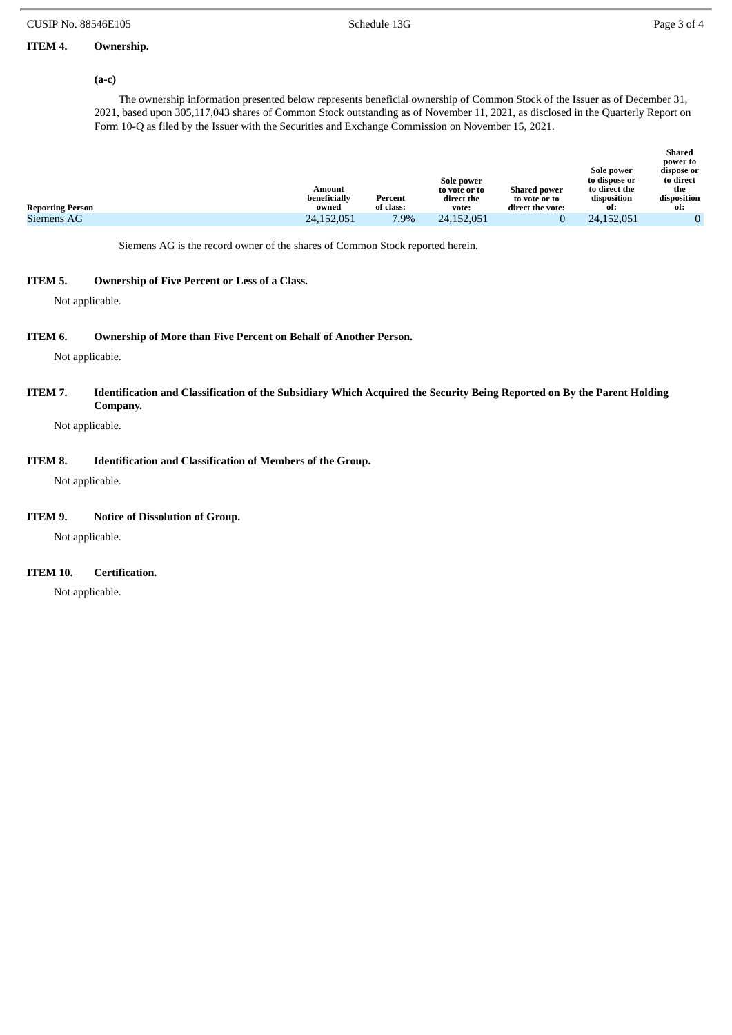**ITEM 4. Ownership.**

**(a-c)**

The ownership information presented below represents beneficial ownership of Common Stock of the Issuer as of December 31, 2021, based upon 305,117,043 shares of Common Stock outstanding as of November 11, 2021, as disclosed in the Quarterly Report on Form 10-Q as filed by the Issuer with the Securities and Exchange Commission on November 15, 2021.

| Reporting Person | Amount beneficially owned | Percent of class: | Sole power to vote or to direct the vote: | Shared power to vote or to direct the vote: | Sole power to dispose or to direct the disposition of: | Shared power to dispose or to direct the disposition of: |
|---|---|---|---|---|---|---|
| Siemens AG | 24,152,051 | 7.9% | 24,152,051 | 0 | 24,152,051 | 0 |

Siemens AG is the record owner of the shares of Common Stock reported herein.

**ITEM 5. Ownership of Five Percent or Less of a Class.**

Not applicable.

**ITEM 6. Ownership of More than Five Percent on Behalf of Another Person.**

Not applicable.

**ITEM 7. Identification and Classification of the Subsidiary Which Acquired the Security Being Reported on By the Parent Holding Company.**

Not applicable.

**ITEM 8. Identification and Classification of Members of the Group.**

Not applicable.

**ITEM 9. Notice of Dissolution of Group.**

Not applicable.

**ITEM 10. Certification.**

Not applicable.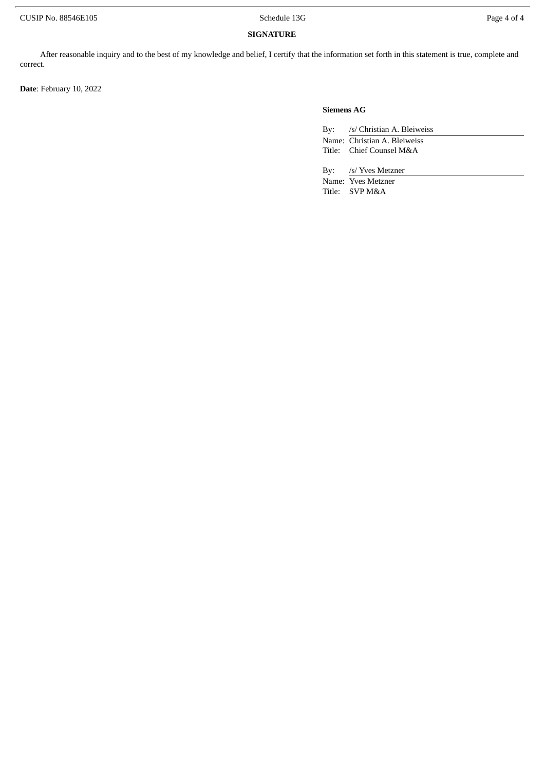**SIGNATURE**

After reasonable inquiry and to the best of my knowledge and belief, I certify that the information set forth in this statement is true, complete and correct.

**Date**: February 10, 2022

**Siemens AG**

By: /s/ Christian A. Bleiweiss
Name: Christian A. Bleiweiss
Title: Chief Counsel M&A

By: /s/ Yves Metzner
Name: Yves Metzner
Title: SVP M&A